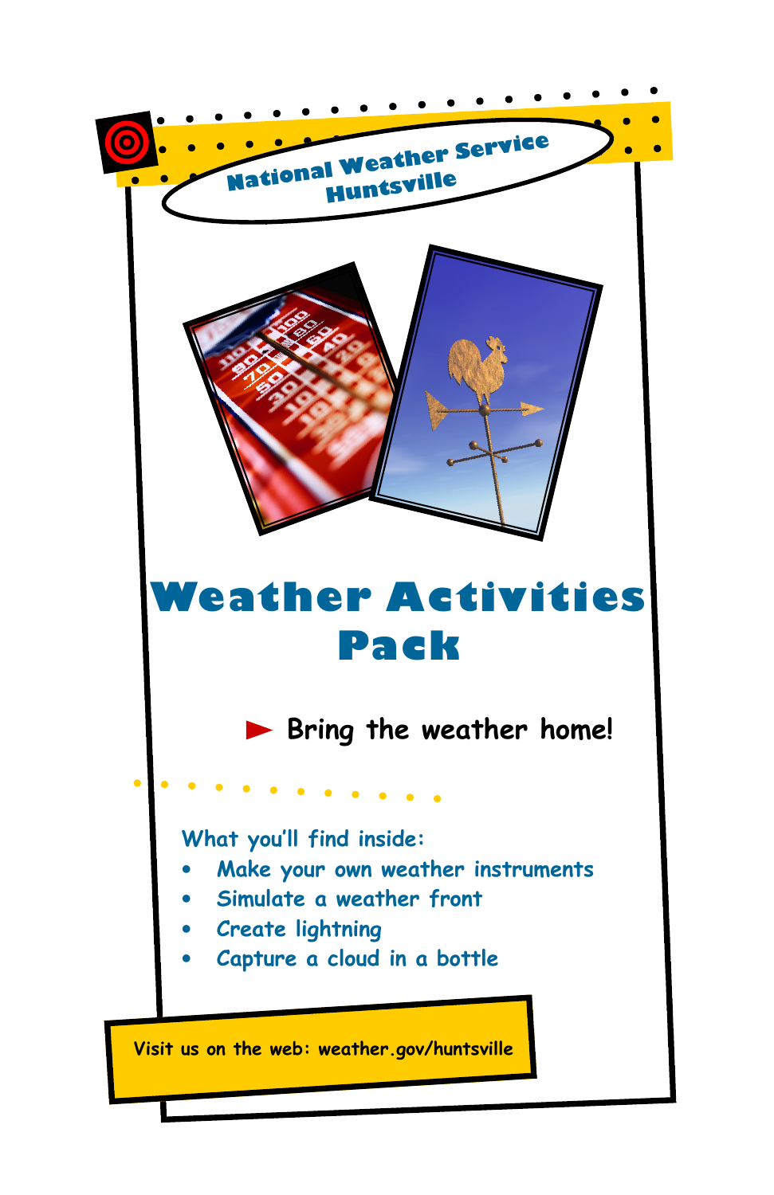National Weather Service
Huntsville

# Weather Activities Pack

► Bring the weather home!

What you'll find inside:

- Make your own weather instruments
- Simulate a weather front
- Create lightning
- Capture a cloud in a bottle

Visit us on the web: weather.gov/huntsville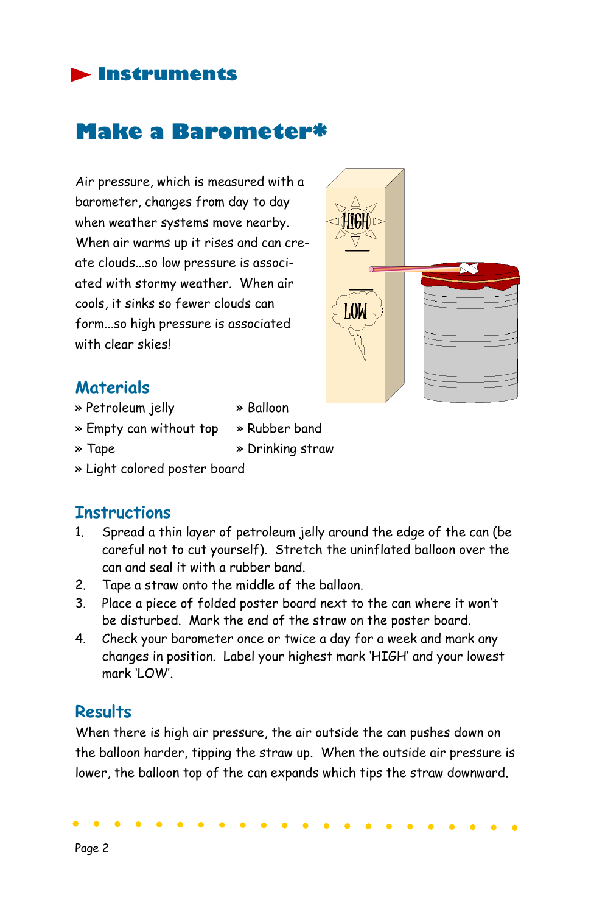# Instruments

## Make a Barometer*

Air pressure, which is measured with a barometer, changes from day to day when weather systems move nearby. When air warms up it rises and can create clouds...so low pressure is associated with stormy weather. When air cools, it sinks so fewer clouds can form...so high pressure is associated with clear skies!

### Materials

- » Petroleum jelly
- » Empty can without top
- » Tape
- » Light colored poster board
- » Balloon
- » Rubber band
- » Drinking straw

### Instructions

1. Spread a thin layer of petroleum jelly around the edge of the can (be careful not to cut yourself). Stretch the uninflated balloon over the can and seal it with a rubber band.
2. Tape a straw onto the middle of the balloon.
3. Place a piece of folded poster board next to the can where it won't be disturbed. Mark the end of the straw on the poster board.
4. Check your barometer once or twice a day for a week and mark any changes in position. Label your highest mark 'HIGH' and your lowest mark 'LOW'.

### Results

When there is high air pressure, the air outside the can pushes down on the balloon harder, tipping the straw up. When the outside air pressure is lower, the balloon top of the can expands which tips the straw downward.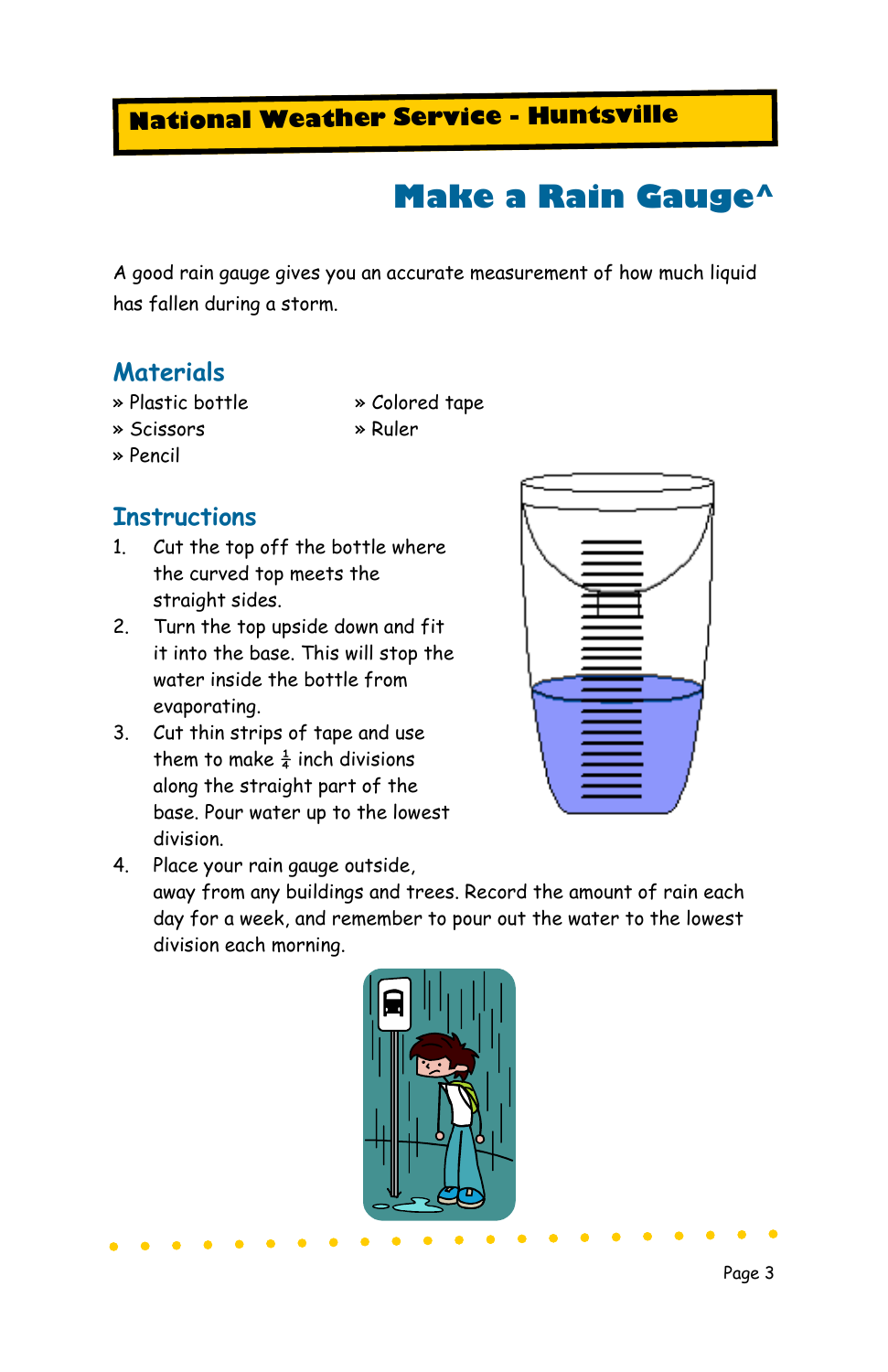**National Weather Service - Huntsville**

# Make a Rain Gauge^

A good rain gauge gives you an accurate measurement of how much liquid has fallen during a storm.

## Materials

- Plastic bottle
- Scissors
- Pencil
- Colored tape
- Ruler

## Instructions

1. Cut the top off the bottle where the curved top meets the straight sides.
2. Turn the top upside down and fit it into the base. This will stop the water inside the bottle from evaporating.
3. Cut thin strips of tape and use them to make $\frac{1}{4}$ inch divisions along the straight part of the base. Pour water up to the lowest division.
4. Place your rain gauge outside, away from any buildings and trees. Record the amount of rain each day for a week, and remember to pour out the water to the lowest division each morning.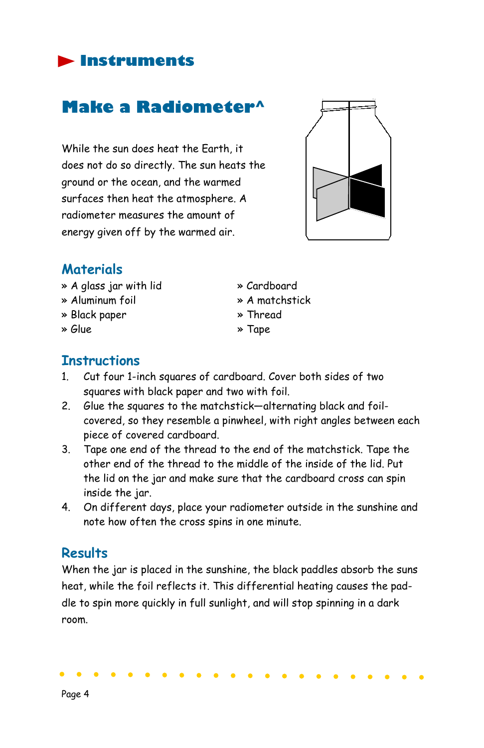## Instruments

# Make a Radiometer^

While the sun does heat the Earth, it does not do so directly. The sun heats the ground or the ocean, and the warmed surfaces then heat the atmosphere. A radiometer measures the amount of energy given off by the warmed air.

### Materials

- A glass jar with lid
- Aluminum foil
- Black paper
- Glue
- Cardboard
- A matchstick
- Thread
- Tape

### Instructions

1. Cut four 1-inch squares of cardboard. Cover both sides of two squares with black paper and two with foil.
2. Glue the squares to the matchstick—alternating black and foil-covered, so they resemble a pinwheel, with right angles between each piece of covered cardboard.
3. Tape one end of the thread to the end of the matchstick. Tape the other end of the thread to the middle of the inside of the lid. Put the lid on the jar and make sure that the cardboard cross can spin inside the jar.
4. On different days, place your radiometer outside in the sunshine and note how often the cross spins in one minute.

### Results

When the jar is placed in the sunshine, the black paddles absorb the suns heat, while the foil reflects it. This differential heating causes the paddle to spin more quickly in full sunlight, and will stop spinning in a dark room.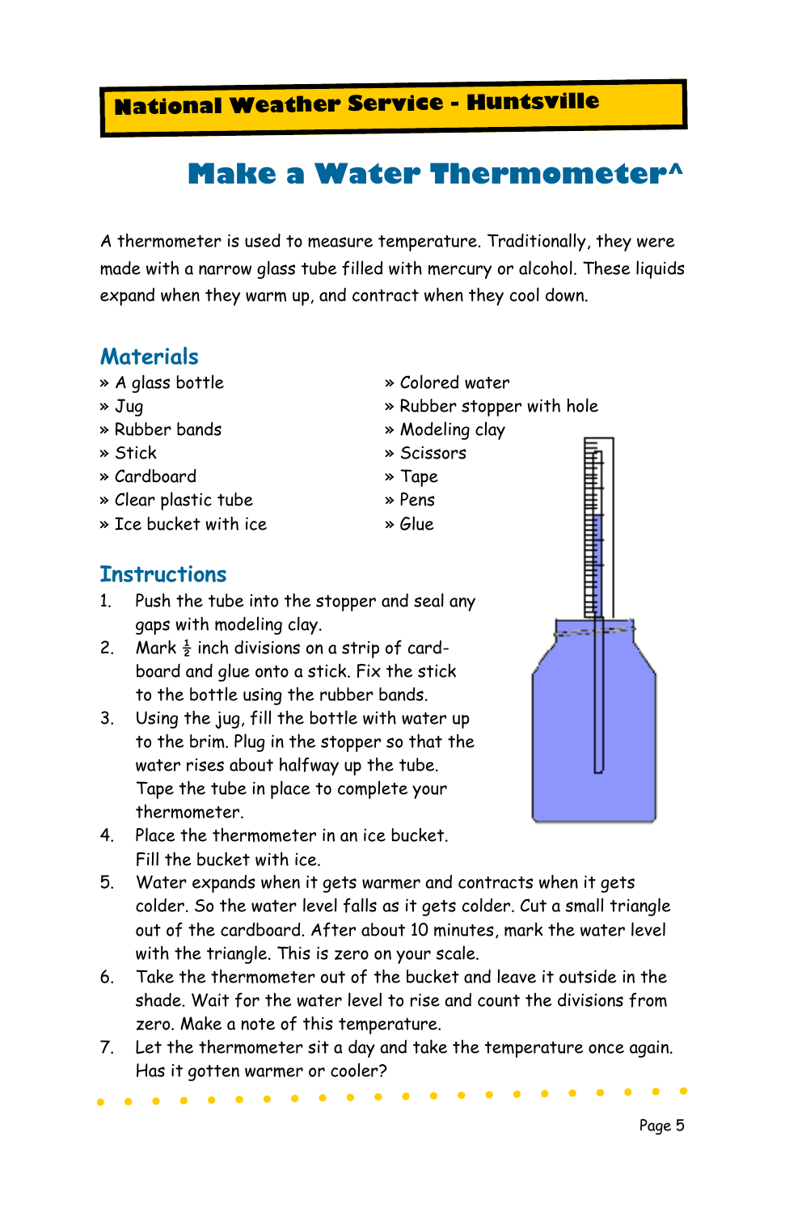National Weather Service - Huntsville

# Make a Water Thermometer^

A thermometer is used to measure temperature. Traditionally, they were made with a narrow glass tube filled with mercury or alcohol. These liquids expand when they warm up, and contract when they cool down.

## Materials

- A glass bottle
- Jug
- Rubber bands
- Stick
- Cardboard
- Clear plastic tube
- Ice bucket with ice
- Colored water
- Rubber stopper with hole
- Modeling clay
- Scissors
- Tape
- Pens
- Glue

## Instructions

1. Push the tube into the stopper and seal any gaps with modeling clay.
2. Mark $\frac{1}{2}$ inch divisions on a strip of card-board and glue onto a stick. Fix the stick to the bottle using the rubber bands.
3. Using the jug, fill the bottle with water up to the brim. Plug in the stopper so that the water rises about halfway up the tube. Tape the tube in place to complete your thermometer.
4. Place the thermometer in an ice bucket. Fill the bucket with ice.
5. Water expands when it gets warmer and contracts when it gets colder. So the water level falls as it gets colder. Cut a small triangle out of the cardboard. After about 10 minutes, mark the water level with the triangle. This is zero on your scale.
6. Take the thermometer out of the bucket and leave it outside in the shade. Wait for the water level to rise and count the divisions from zero. Make a note of this temperature.
7. Let the thermometer sit a day and take the temperature once again. Has it gotten warmer or cooler?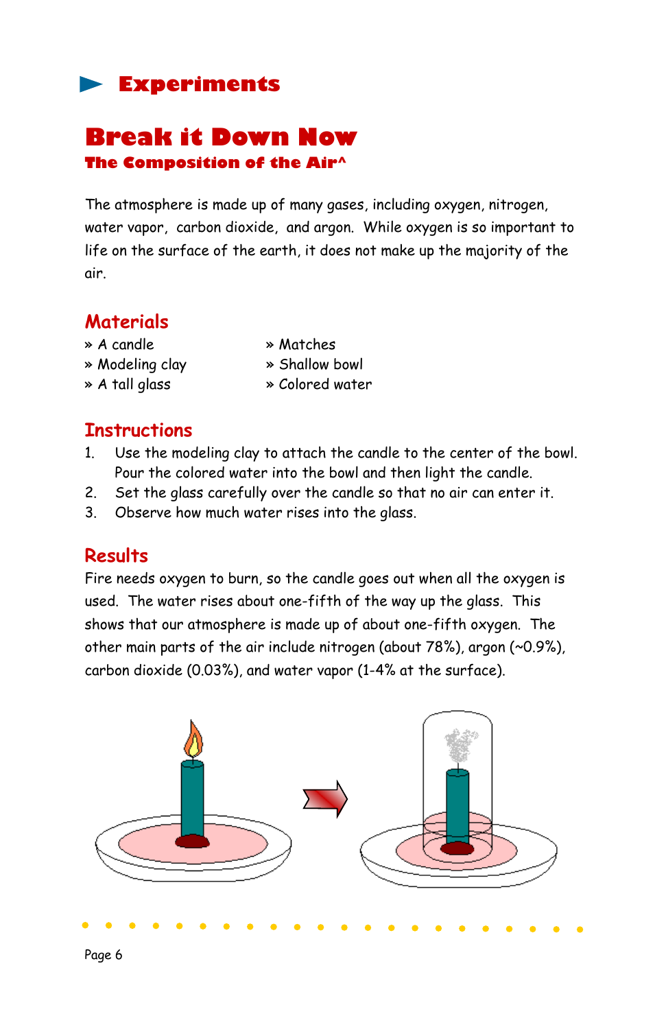## Experiments

# Break it Down Now

### The Composition of the Air^

The atmosphere is made up of many gases, including oxygen, nitrogen, water vapor, carbon dioxide, and argon. While oxygen is so important to life on the surface of the earth, it does not make up the majority of the air.

## Materials

- A candle
- Modeling clay
- A tall glass
- Matches
- Shallow bowl
- Colored water

## Instructions

1. Use the modeling clay to attach the candle to the center of the bowl. Pour the colored water into the bowl and then light the candle.
2. Set the glass carefully over the candle so that no air can enter it.
3. Observe how much water rises into the glass.

## Results

Fire needs oxygen to burn, so the candle goes out when all the oxygen is used. The water rises about one-fifth of the way up the glass. This shows that our atmosphere is made up of about one-fifth oxygen. The other main parts of the air include nitrogen (about 78%), argon (~0.9%), carbon dioxide (0.03%), and water vapor (1-4% at the surface).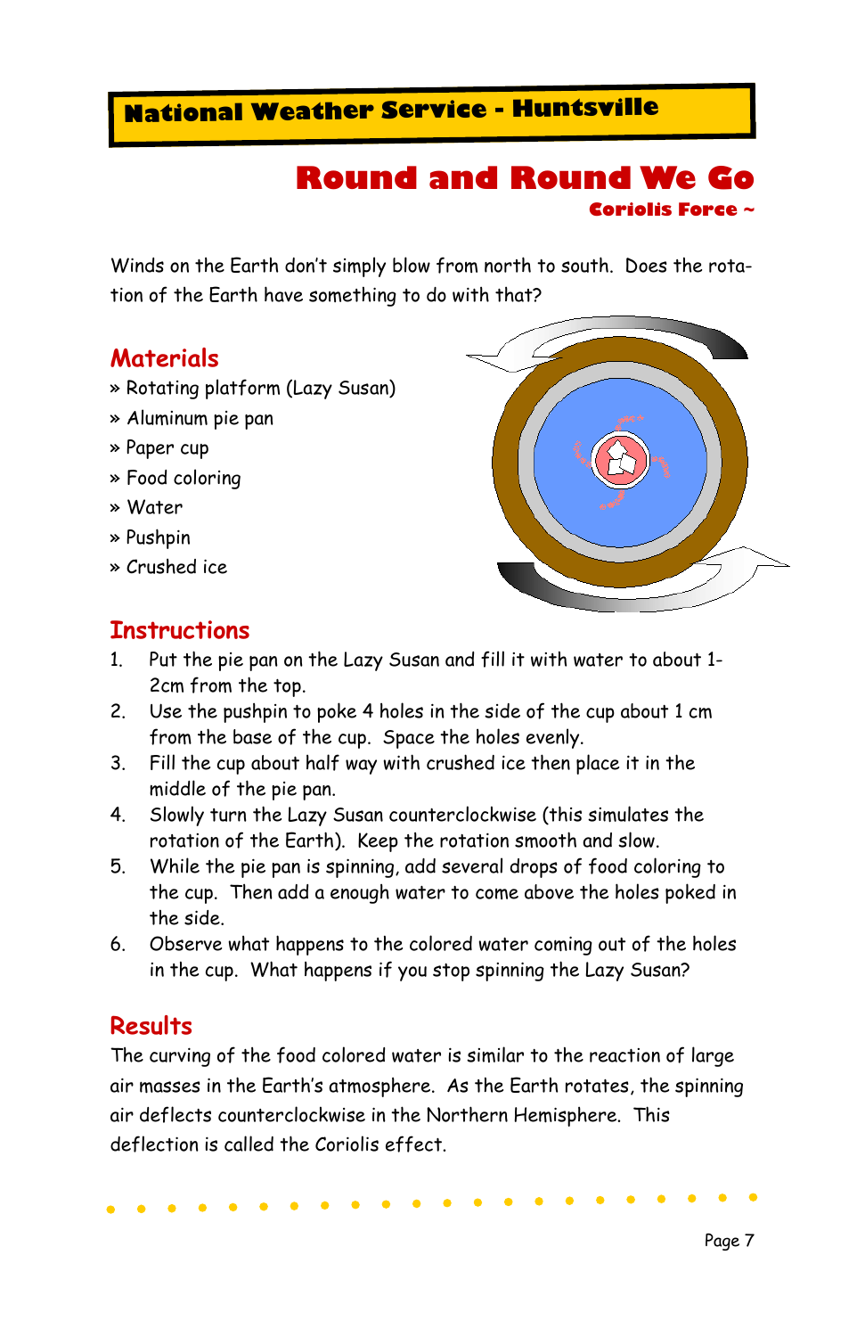**National Weather Service - Huntsville**

# Round and Round We Go

**Coriolis Force ~**

Winds on the Earth don't simply blow from north to south. Does the rotation of the Earth have something to do with that?

## Materials

» Rotating platform (Lazy Susan)
» Aluminum pie pan
» Paper cup
» Food coloring
» Water
» Pushpin
» Crushed ice

## Instructions

1. Put the pie pan on the Lazy Susan and fill it with water to about 1-2cm from the top.
2. Use the pushpin to poke 4 holes in the side of the cup about 1 cm from the base of the cup. Space the holes evenly.
3. Fill the cup about half way with crushed ice then place it in the middle of the pie pan.
4. Slowly turn the Lazy Susan counterclockwise (this simulates the rotation of the Earth). Keep the rotation smooth and slow.
5. While the pie pan is spinning, add several drops of food coloring to the cup. Then add a enough water to come above the holes poked in the side.
6. Observe what happens to the colored water coming out of the holes in the cup. What happens if you stop spinning the Lazy Susan?

## Results

The curving of the food colored water is similar to the reaction of large air masses in the Earth's atmosphere. As the Earth rotates, the spinning air deflects counterclockwise in the Northern Hemisphere. This deflection is called the Coriolis effect.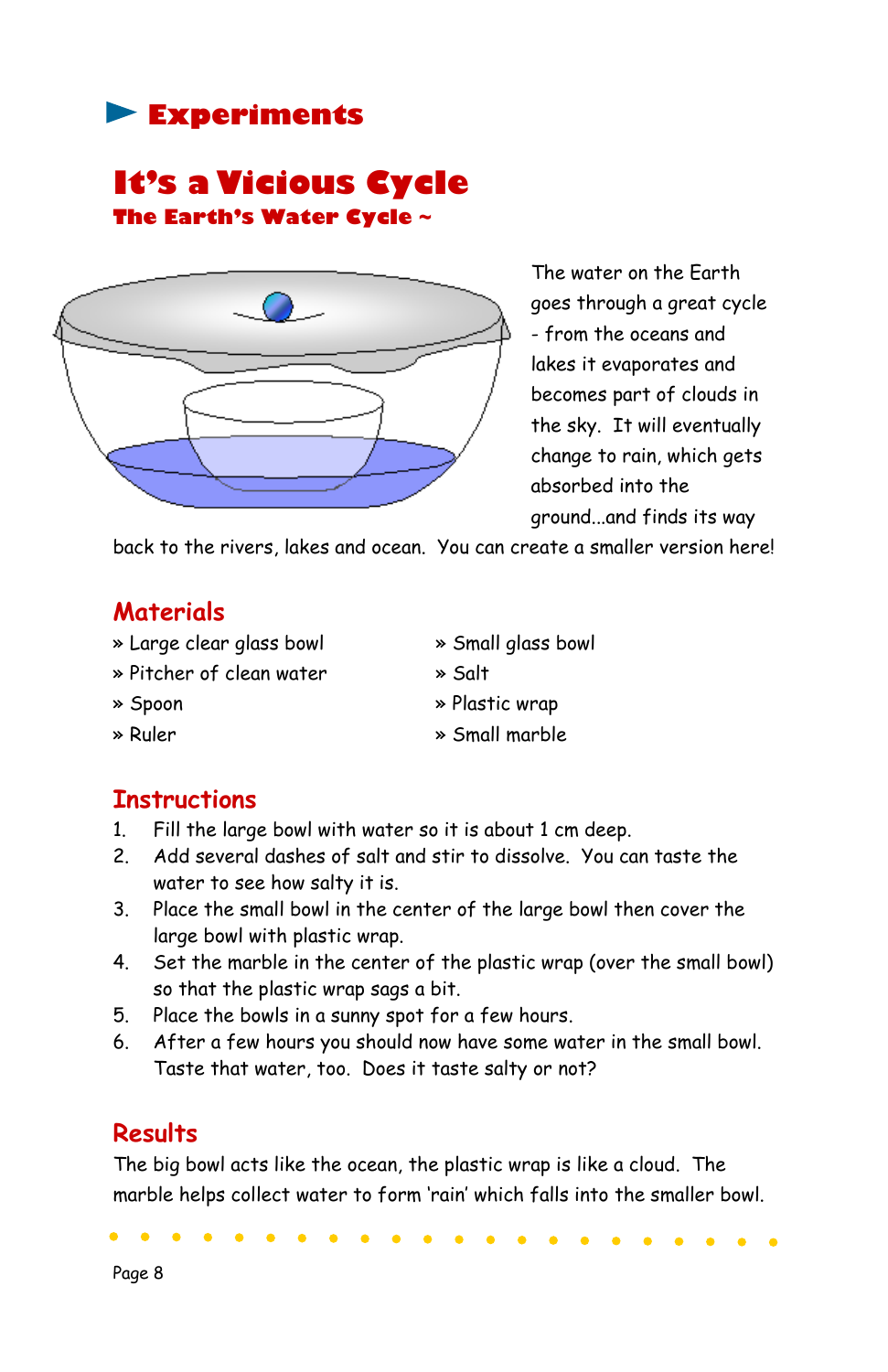# Experiments

## It's a Vicious Cycle

### The Earth's Water Cycle ~

The water on the Earth goes through a great cycle - from the oceans and lakes it evaporates and becomes part of clouds in the sky. It will eventually change to rain, which gets absorbed into the ground...and finds its way back to the rivers, lakes and ocean. You can create a smaller version here!

## Materials

- » Large clear glass bowl
- » Pitcher of clean water
- » Spoon
- » Ruler
- » Small glass bowl
- » Salt
- » Plastic wrap
- » Small marble

## Instructions

1. Fill the large bowl with water so it is about 1 cm deep.
2. Add several dashes of salt and stir to dissolve. You can taste the water to see how salty it is.
3. Place the small bowl in the center of the large bowl then cover the large bowl with plastic wrap.
4. Set the marble in the center of the plastic wrap (over the small bowl) so that the plastic wrap sags a bit.
5. Place the bowls in a sunny spot for a few hours.
6. After a few hours you should now have some water in the small bowl. Taste that water, too. Does it taste salty or not?

## Results

The big bowl acts like the ocean, the plastic wrap is like a cloud. The marble helps collect water to form 'rain' which falls into the smaller bowl.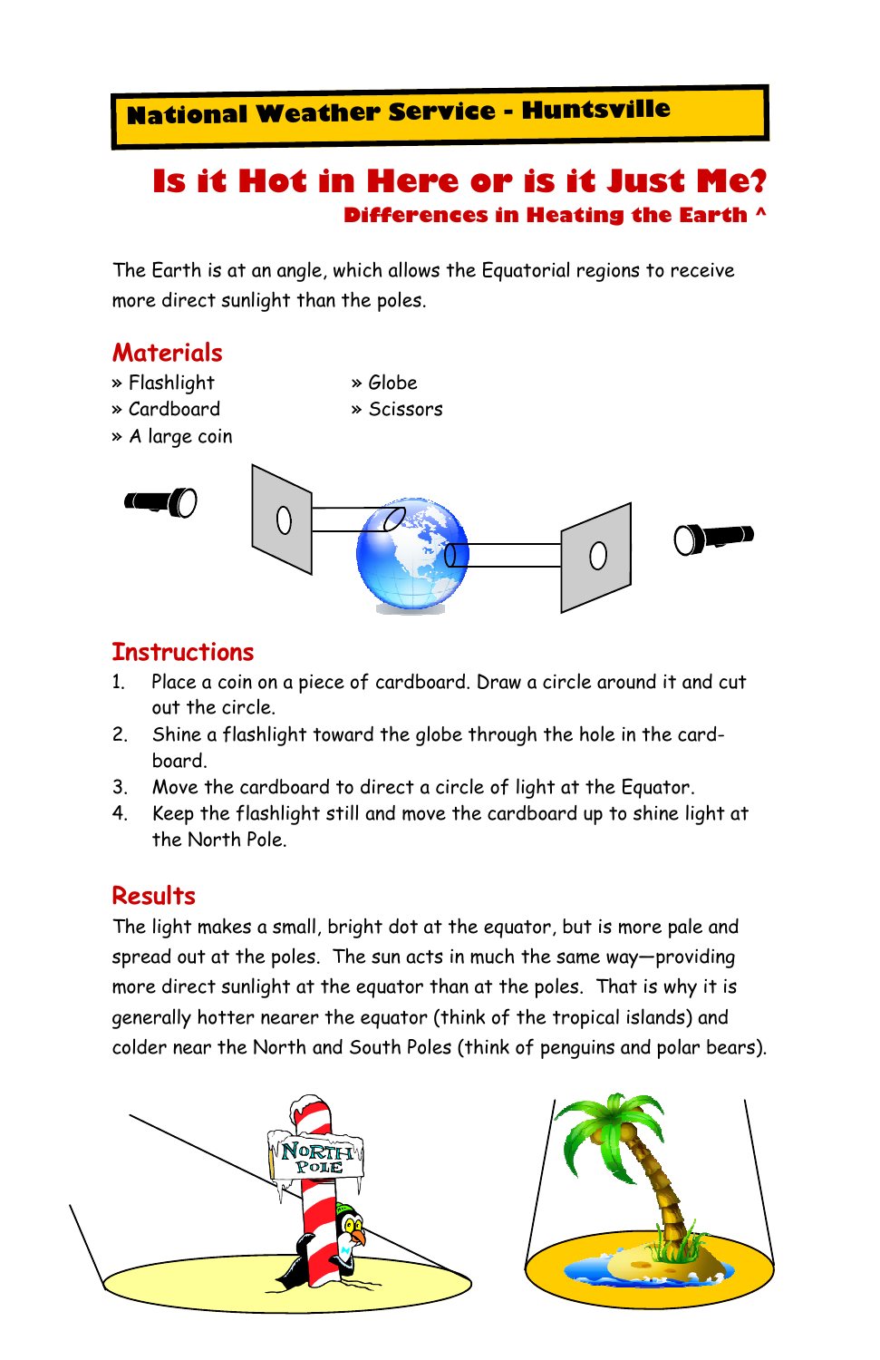National Weather Service - Huntsville

# Is it Hot in Here or is it Just Me?

### Differences in Heating the Earth ^

The Earth is at an angle, which allows the Equatorial regions to receive more direct sunlight than the poles.

## Materials

- Flashlight
- Cardboard
- A large coin
- Globe
- Scissors

## Instructions

1. Place a coin on a piece of cardboard. Draw a circle around it and cut out the circle.
2. Shine a flashlight toward the globe through the hole in the cardboard.
3. Move the cardboard to direct a circle of light at the Equator.
4. Keep the flashlight still and move the cardboard up to shine light at the North Pole.

## Results

The light makes a small, bright dot at the equator, but is more pale and spread out at the poles. The sun acts in much the same way—providing more direct sunlight at the equator than at the poles. That is why it is generally hotter nearer the equator (think of the tropical islands) and colder near the North and South Poles (think of penguins and polar bears).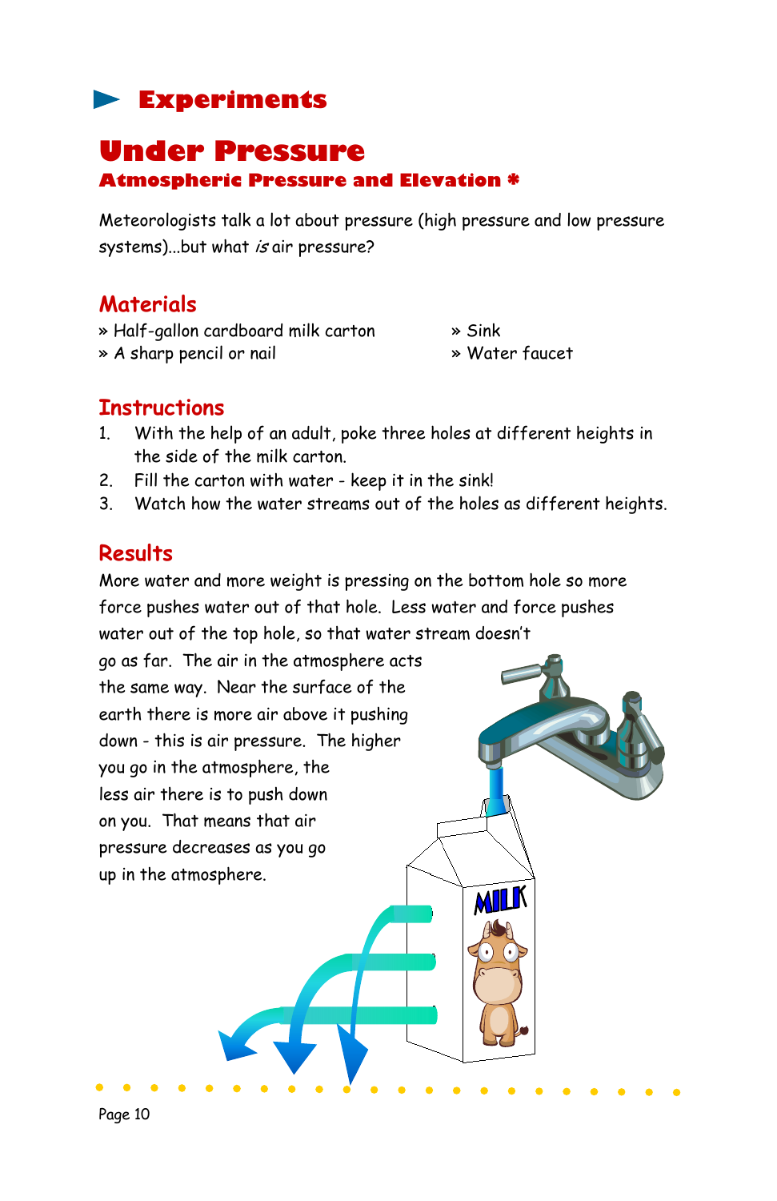## Experiments

# Under Pressure

### Atmospheric Pressure and Elevation *

Meteorologists talk a lot about pressure (high pressure and low pressure systems)...but what *is* air pressure?

## Materials

- » Half-gallon cardboard milk carton
- » A sharp pencil or nail
- » Sink
- » Water faucet

## Instructions

1. With the help of an adult, poke three holes at different heights in the side of the milk carton.
2. Fill the carton with water - keep it in the sink!
3. Watch how the water streams out of the holes as different heights.

## Results

More water and more weight is pressing on the bottom hole so more force pushes water out of that hole. Less water and force pushes water out of the top hole, so that water stream doesn't go as far. The air in the atmosphere acts the same way. Near the surface of the earth there is more air above it pushing down - this is air pressure. The higher you go in the atmosphere, the less air there is to push down on you. That means that air pressure decreases as you go up in the atmosphere.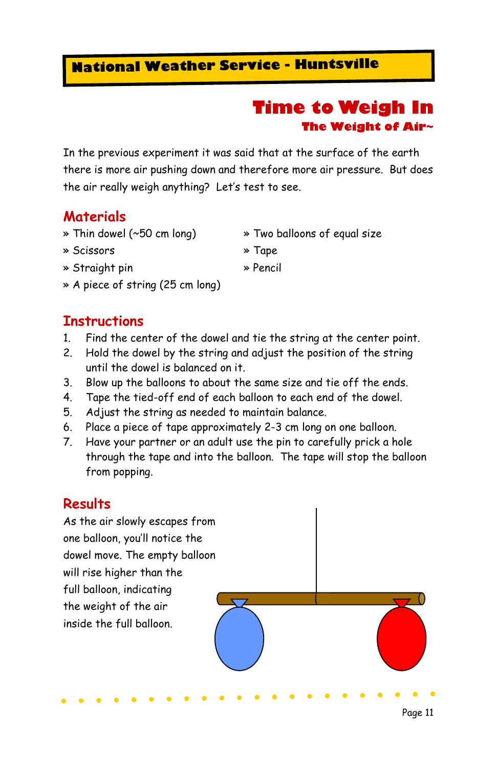National Weather Service - Huntsville

# Time to Weigh In

## The Weight of Air~

In the previous experiment it was said that at the surface of the earth there is more air pushing down and therefore more air pressure. But does the air really weigh anything? Let's test to see.

## Materials

- Thin dowel (~50 cm long)
- Scissors
- Straight pin
- A piece of string (25 cm long)
- Two balloons of equal size
- Tape
- Pencil

## Instructions

1. Find the center of the dowel and tie the string at the center point.
2. Hold the dowel by the string and adjust the position of the string until the dowel is balanced on it.
3. Blow up the balloons to about the same size and tie off the ends.
4. Tape the tied-off end of each balloon to each end of the dowel.
5. Adjust the string as needed to maintain balance.
6. Place a piece of tape approximately 2-3 cm long on one balloon.
7. Have your partner or an adult use the pin to carefully prick a hole through the tape and into the balloon. The tape will stop the balloon from popping.

## Results

As the air slowly escapes from one balloon, you'll notice the dowel move. The empty balloon will rise higher than the full balloon, indicating the weight of the air inside the full balloon.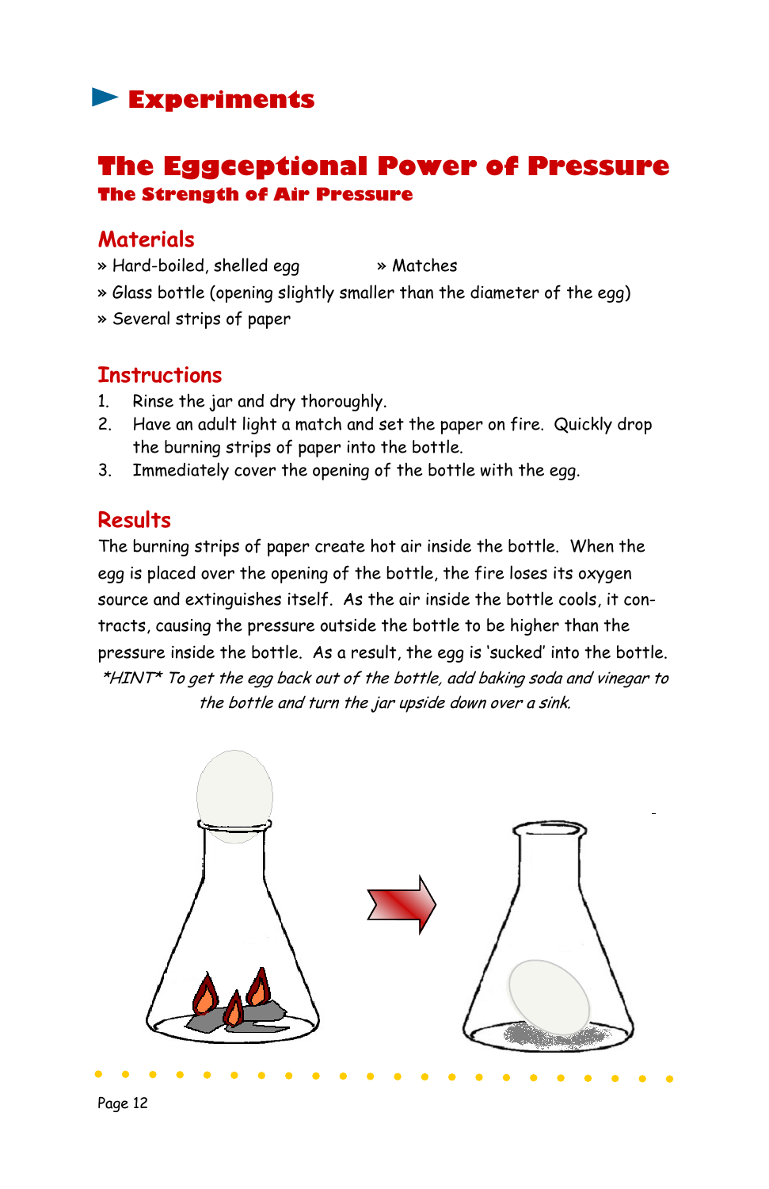## Experiments

# The Eggceptional Power of Pressure

### The Strength of Air Pressure

### Materials

» Hard-boiled, shelled egg

» Matches

» Glass bottle (opening slightly smaller than the diameter of the egg)

» Several strips of paper

### Instructions

1. Rinse the jar and dry thoroughly.
2. Have an adult light a match and set the paper on fire. Quickly drop the burning strips of paper into the bottle.
3. Immediately cover the opening of the bottle with the egg.

### Results

The burning strips of paper create hot air inside the bottle. When the egg is placed over the opening of the bottle, the fire loses its oxygen source and extinguishes itself. As the air inside the bottle cools, it contracts, causing the pressure outside the bottle to be higher than the pressure inside the bottle. As a result, the egg is 'sucked' into the bottle.

*\*HINT\* To get the egg back out of the bottle, add baking soda and vinegar to the bottle and turn the jar upside down over a sink.*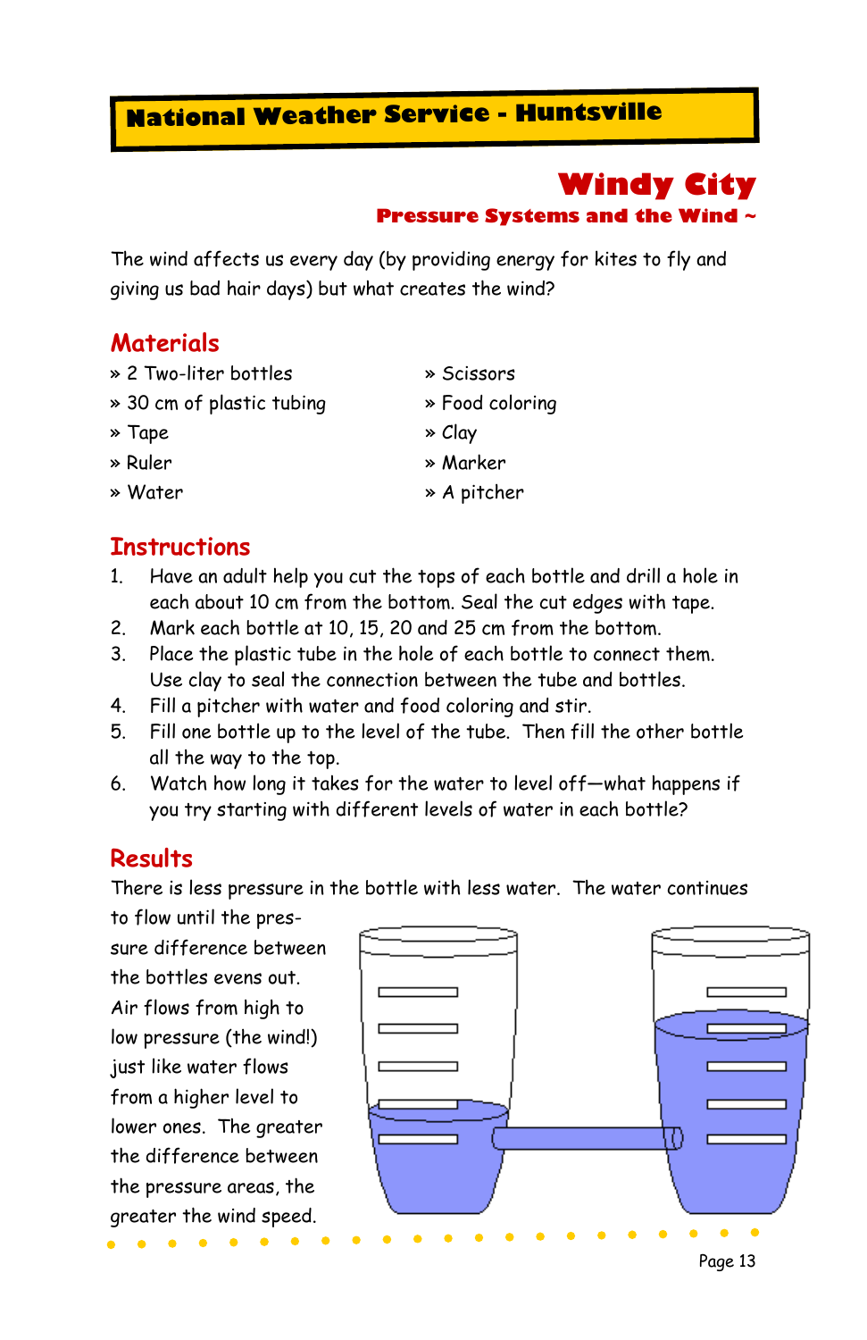# Windy City

## Pressure Systems and the Wind ~

The wind affects us every day (by providing energy for kites to fly and giving us bad hair days) but what creates the wind?

### Materials

- » 2 Two-liter bottles
- » 30 cm of plastic tubing
- » Tape
- » Ruler
- » Water
- » Scissors
- » Food coloring
- » Clay
- » Marker
- » A pitcher

### Instructions

1. Have an adult help you cut the tops of each bottle and drill a hole in each about 10 cm from the bottom. Seal the cut edges with tape.
2. Mark each bottle at 10, 15, 20 and 25 cm from the bottom.
3. Place the plastic tube in the hole of each bottle to connect them. Use clay to seal the connection between the tube and bottles.
4. Fill a pitcher with water and food coloring and stir.
5. Fill one bottle up to the level of the tube. Then fill the other bottle all the way to the top.
6. Watch how long it takes for the water to level off—what happens if you try starting with different levels of water in each bottle?

### Results

There is less pressure in the bottle with less water. The water continues to flow until the pressure difference between the bottles evens out. Air flows from high to low pressure (the wind!) just like water flows from a higher level to lower ones. The greater the difference between the pressure areas, the greater the wind speed.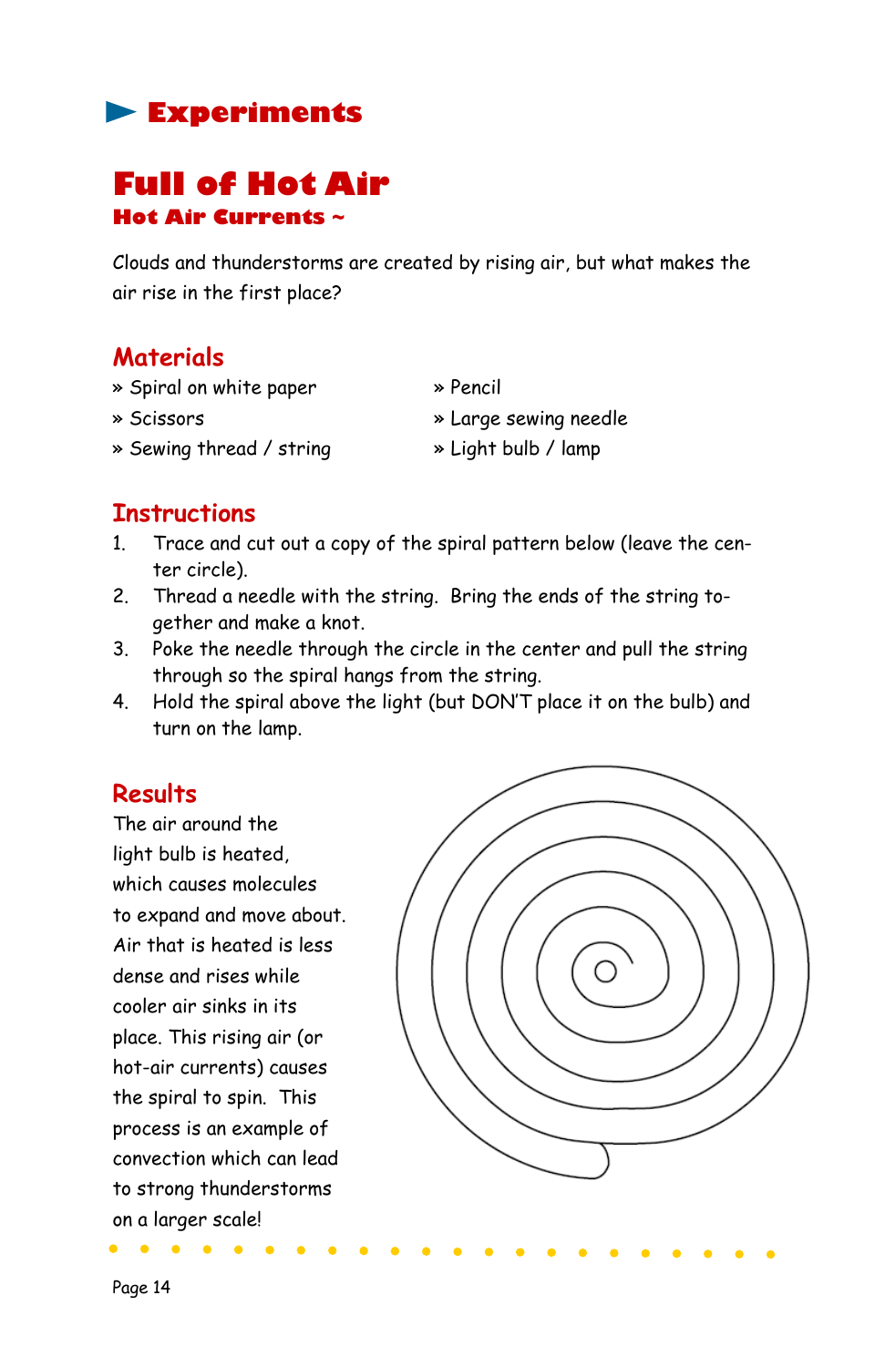# Experiments

## Full of Hot Air

### Hot Air Currents ~

Clouds and thunderstorms are created by rising air, but what makes the air rise in the first place?

### Materials

» Spiral on white paper
» Scissors
» Sewing thread / string
» Pencil
» Large sewing needle
» Light bulb / lamp

### Instructions

1. Trace and cut out a copy of the spiral pattern below (leave the center circle).
2. Thread a needle with the string. Bring the ends of the string together and make a knot.
3. Poke the needle through the circle in the center and pull the string through so the spiral hangs from the string.
4. Hold the spiral above the light (but DON'T place it on the bulb) and turn on the lamp.

### Results

The air around the light bulb is heated, which causes molecules to expand and move about. Air that is heated is less dense and rises while cooler air sinks in its place. This rising air (or hot-air currents) causes the spiral to spin. This process is an example of convection which can lead to strong thunderstorms on a larger scale!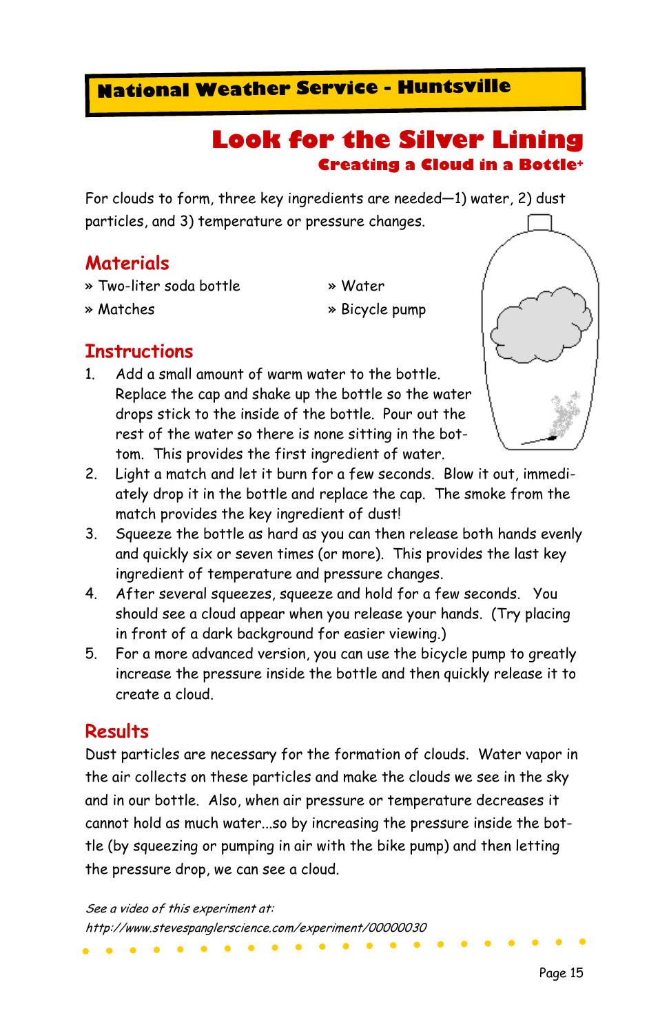National Weather Service - Huntsville

# Look for the Silver Lining

### Creating a Cloud in a Bottle+

For clouds to form, three key ingredients are needed—1) water, 2) dust particles, and 3) temperature or pressure changes.

## Materials

- » Two-liter soda bottle
- » Matches
- » Water
- » Bicycle pump

## Instructions

1. Add a small amount of warm water to the bottle. Replace the cap and shake up the bottle so the water drops stick to the inside of the bottle. Pour out the rest of the water so there is none sitting in the bottom. This provides the first ingredient of water.
2. Light a match and let it burn for a few seconds. Blow it out, immediately drop it in the bottle and replace the cap. The smoke from the match provides the key ingredient of dust!
3. Squeeze the bottle as hard as you can then release both hands evenly and quickly six or seven times (or more). This provides the last key ingredient of temperature and pressure changes.
4. After several squeezes, squeeze and hold for a few seconds. You should see a cloud appear when you release your hands. (Try placing in front of a dark background for easier viewing.)
5. For a more advanced version, you can use the bicycle pump to greatly increase the pressure inside the bottle and then quickly release it to create a cloud.

## Results

Dust particles are necessary for the formation of clouds. Water vapor in the air collects on these particles and make the clouds we see in the sky and in our bottle. Also, when air pressure or temperature decreases it cannot hold as much water...so by increasing the pressure inside the bottle (by squeezing or pumping in air with the bike pump) and then letting the pressure drop, we can see a cloud.

*See a video of this experiment at:*
*http://www.stevespanglerscience.com/experiment/00000030*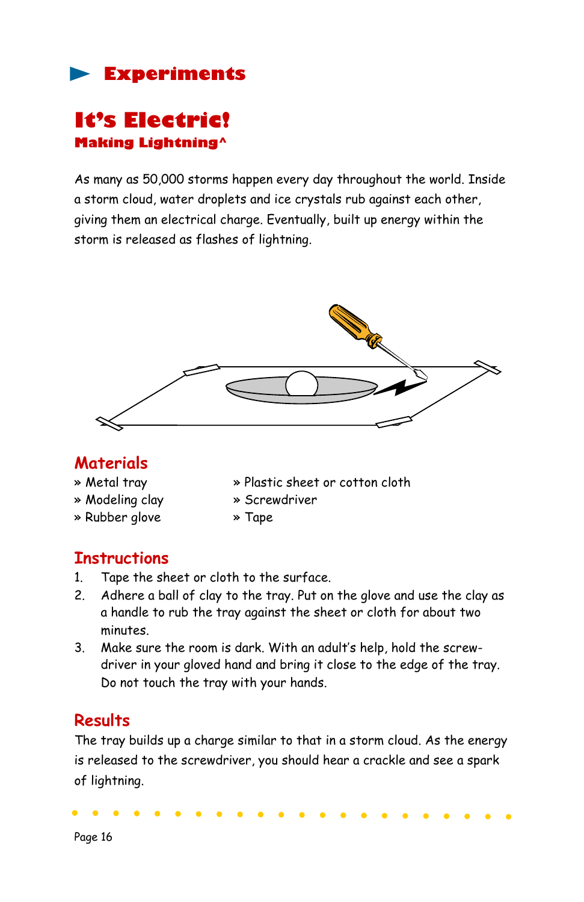## Experiments

# It's Electric!

### Making Lightning^

As many as 50,000 storms happen every day throughout the world. Inside a storm cloud, water droplets and ice crystals rub against each other, giving them an electrical charge. Eventually, built up energy within the storm is released as flashes of lightning.

## Materials

- » Metal tray
- » Modeling clay
- » Rubber glove
- » Plastic sheet or cotton cloth
- » Screwdriver
- » Tape

## Instructions

1. Tape the sheet or cloth to the surface.
2. Adhere a ball of clay to the tray. Put on the glove and use the clay as a handle to rub the tray against the sheet or cloth for about two minutes.
3. Make sure the room is dark. With an adult's help, hold the screw-driver in your gloved hand and bring it close to the edge of the tray. Do not touch the tray with your hands.

## Results

The tray builds up a charge similar to that in a storm cloud. As the energy is released to the screwdriver, you should hear a crackle and see a spark of lightning.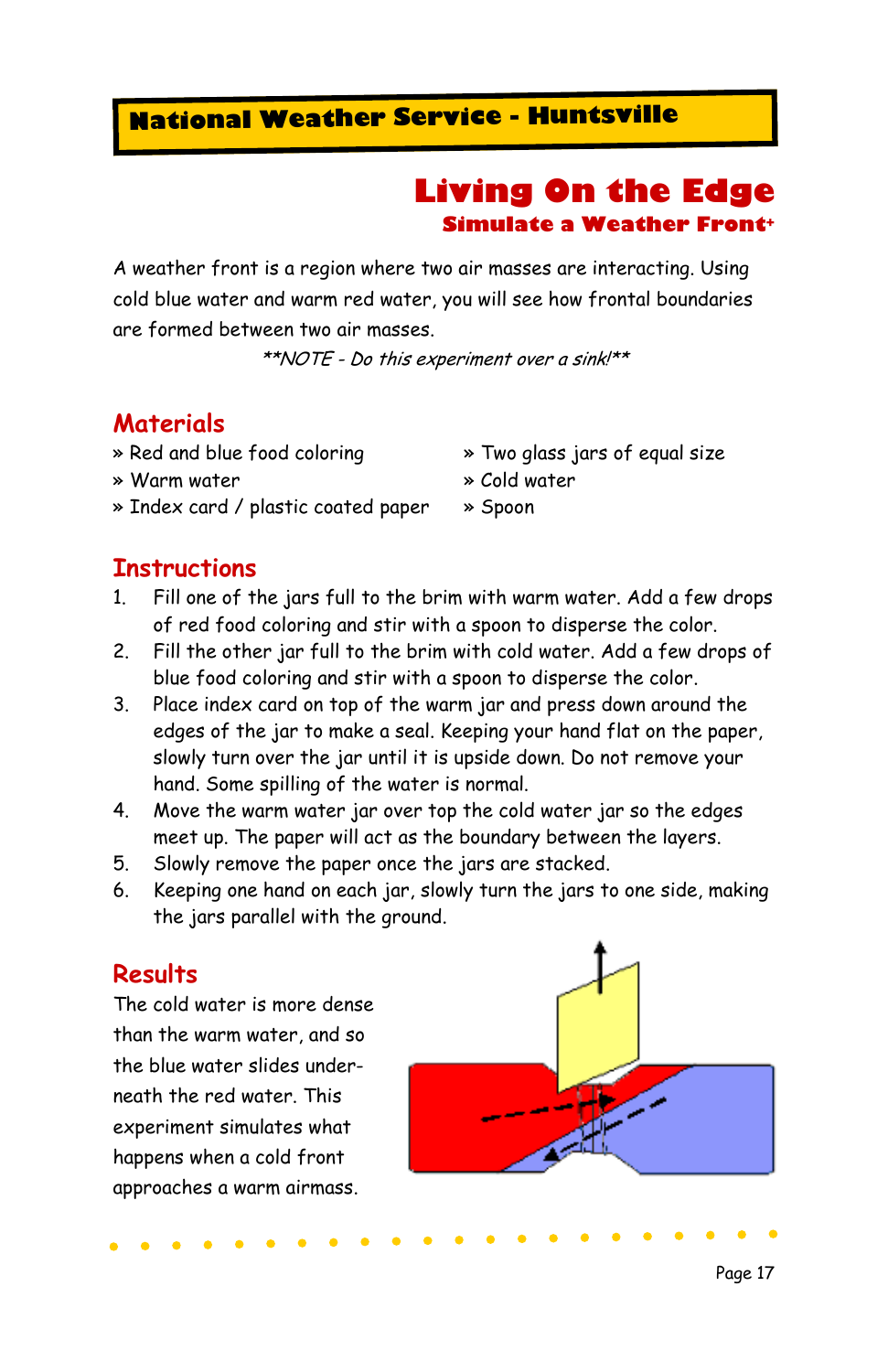# Living On the Edge

## Simulate a Weather Front+

A weather front is a region where two air masses are interacting. Using cold blue water and warm red water, you will see how frontal boundaries are formed between two air masses.

*\*\*NOTE - Do this experiment over a sink!\*\**

## Materials

- » Red and blue food coloring
- » Warm water
- » Index card / plastic coated paper
- » Two glass jars of equal size
- » Cold water
- » Spoon

## Instructions

1. Fill one of the jars full to the brim with warm water. Add a few drops of red food coloring and stir with a spoon to disperse the color.
2. Fill the other jar full to the brim with cold water. Add a few drops of blue food coloring and stir with a spoon to disperse the color.
3. Place index card on top of the warm jar and press down around the edges of the jar to make a seal. Keeping your hand flat on the paper, slowly turn over the jar until it is upside down. Do not remove your hand. Some spilling of the water is normal.
4. Move the warm water jar over top the cold water jar so the edges meet up. The paper will act as the boundary between the layers.
5. Slowly remove the paper once the jars are stacked.
6. Keeping one hand on each jar, slowly turn the jars to one side, making the jars parallel with the ground.

## Results

The cold water is more dense than the warm water, and so the blue water slides underneath the red water. This experiment simulates what happens when a cold front approaches a warm airmass.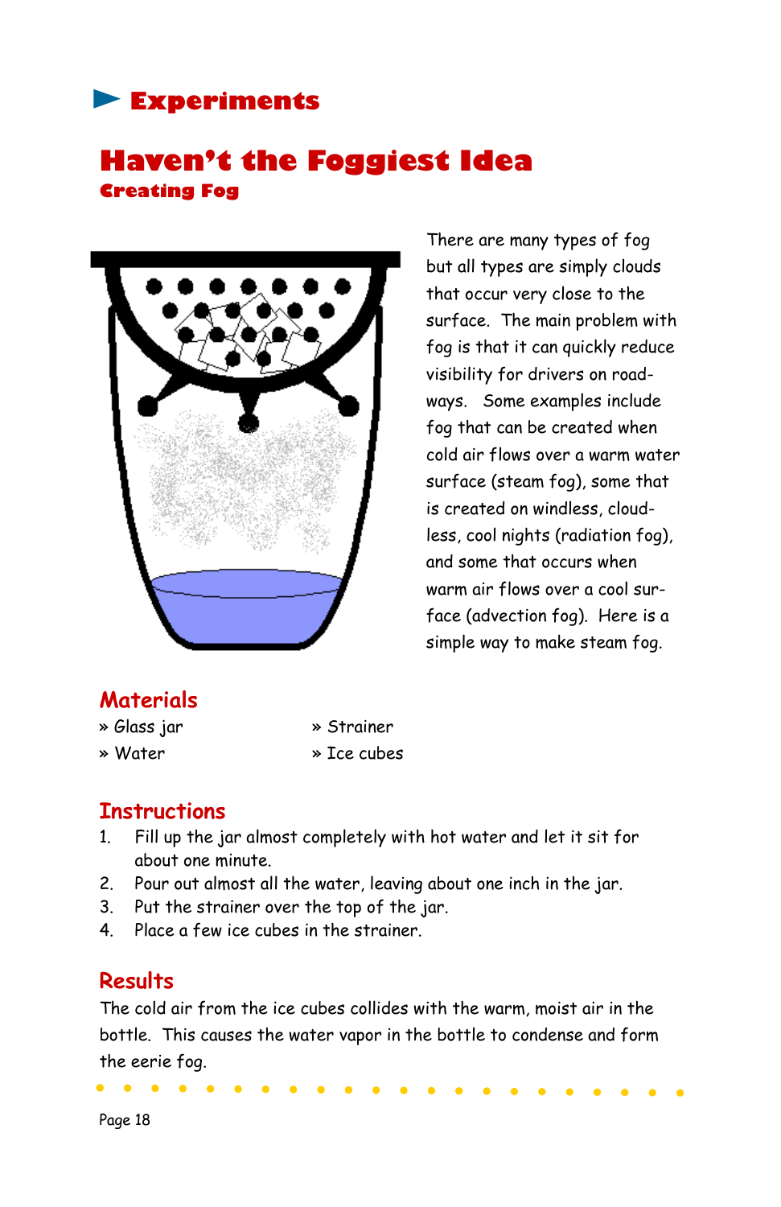## Experiments

# Haven't the Foggiest Idea

### Creating Fog

There are many types of fog but all types are simply clouds that occur very close to the surface. The main problem with fog is that it can quickly reduce visibility for drivers on roadways. Some examples include fog that can be created when cold air flows over a warm water surface (steam fog), some that is created on windless, cloudless, cool nights (radiation fog), and some that occurs when warm air flows over a cool surface (advection fog). Here is a simple way to make steam fog.

## Materials

» Glass jar

» Water

» Strainer

» Ice cubes

## Instructions

1. Fill up the jar almost completely with hot water and let it sit for about one minute.
2. Pour out almost all the water, leaving about one inch in the jar.
3. Put the strainer over the top of the jar.
4. Place a few ice cubes in the strainer.

## Results

The cold air from the ice cubes collides with the warm, moist air in the bottle. This causes the water vapor in the bottle to condense and form the eerie fog.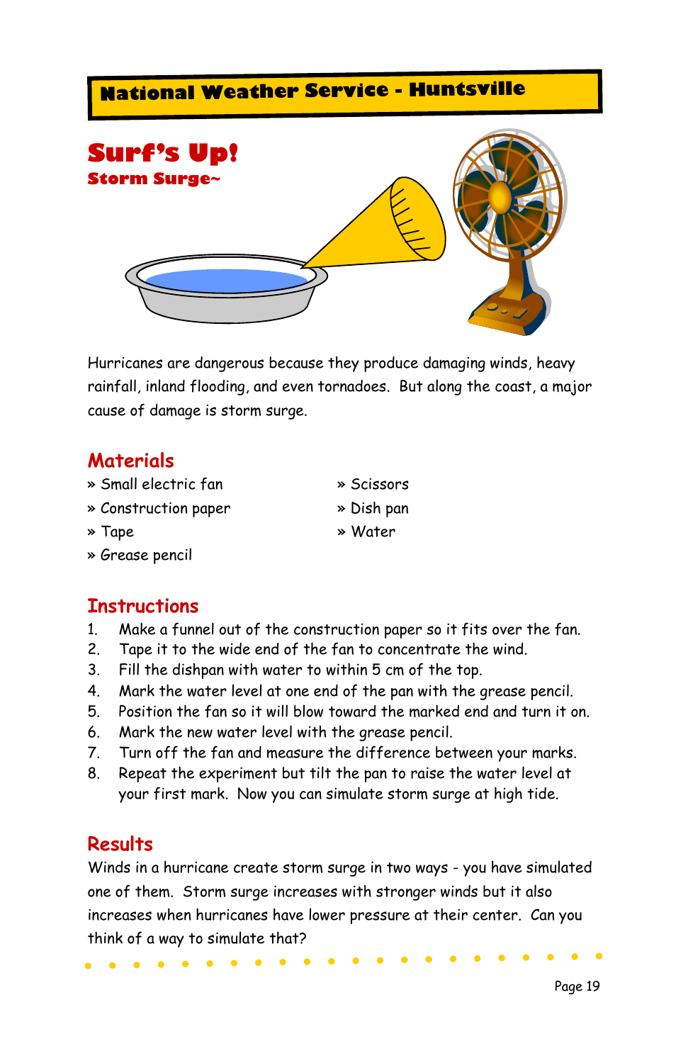National Weather Service - Huntsville

# Surf's Up!

## Storm Surge~

Hurricanes are dangerous because they produce damaging winds, heavy rainfall, inland flooding, and even tornadoes. But along the coast, a major cause of damage is storm surge.

## Materials

» Small electric fan
» Construction paper
» Tape
» Grease pencil
» Scissors
» Dish pan
» Water

## Instructions

1. Make a funnel out of the construction paper so it fits over the fan.
2. Tape it to the wide end of the fan to concentrate the wind.
3. Fill the dishpan with water to within 5 cm of the top.
4. Mark the water level at one end of the pan with the grease pencil.
5. Position the fan so it will blow toward the marked end and turn it on.
6. Mark the new water level with the grease pencil.
7. Turn off the fan and measure the difference between your marks.
8. Repeat the experiment but tilt the pan to raise the water level at your first mark. Now you can simulate storm surge at high tide.

## Results

Winds in a hurricane create storm surge in two ways - you have simulated one of them. Storm surge increases with stronger winds but it also increases when hurricanes have lower pressure at their center. Can you think of a way to simulate that?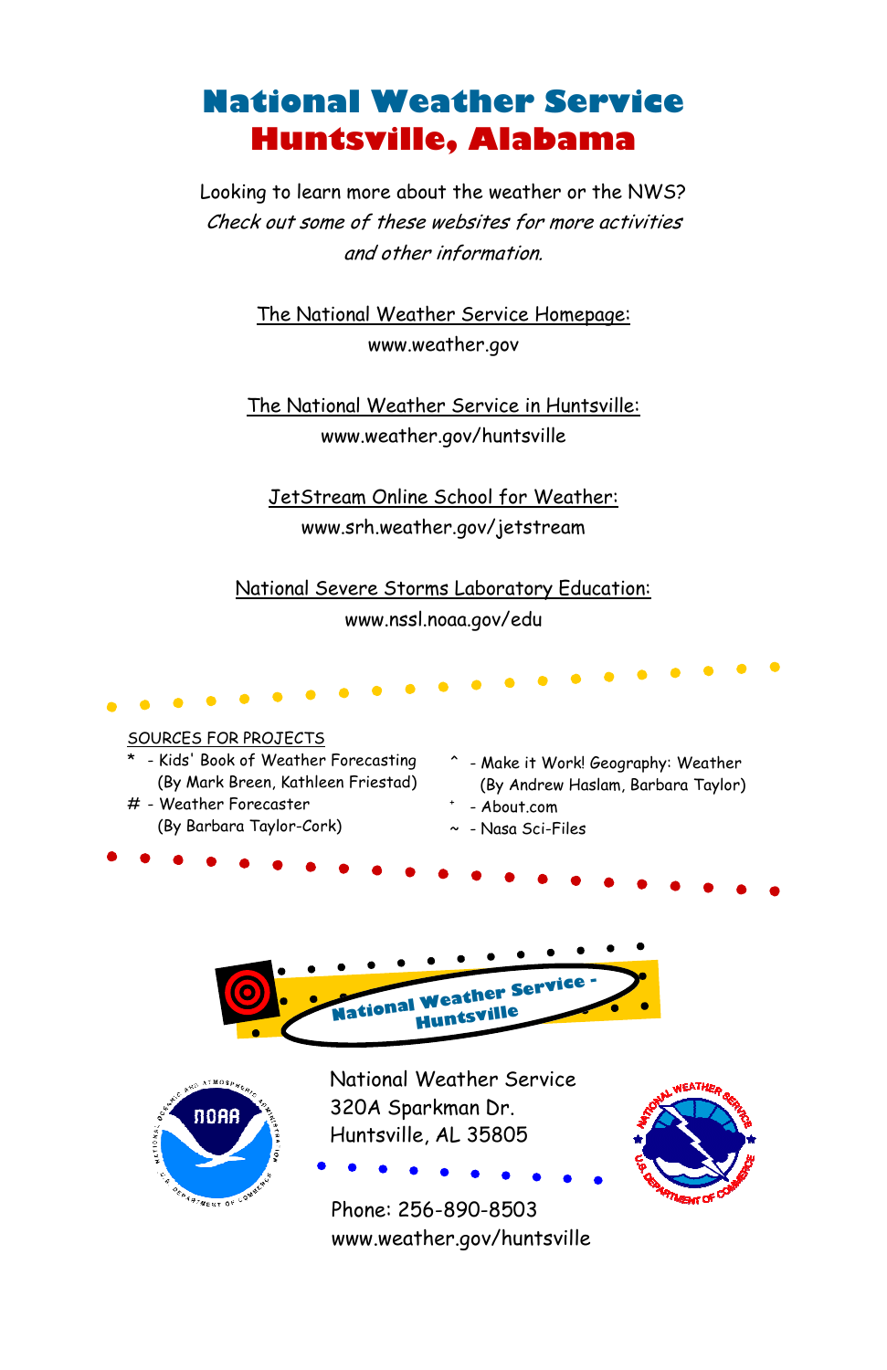# National Weather Service
# Huntsville, Alabama

Looking to learn more about the weather or the NWS?
*Check out some of these websites for more activities and other information.*

The National Weather Service Homepage:
www.weather.gov

The National Weather Service in Huntsville:
www.weather.gov/huntsville

JetStream Online School for Weather:
www.srh.weather.gov/jetstream

National Severe Storms Laboratory Education:
www.nssl.noaa.gov/edu

SOURCES FOR PROJECTS

- * - Kids' Book of Weather Forecasting (By Mark Breen, Kathleen Friestad)
- # - Weather Forecaster (By Barbara Taylor-Cork)
- ^ - Make it Work! Geography: Weather (By Andrew Haslam, Barbara Taylor)
- + - About.com
- ~ - Nasa Sci-Files

National Weather Service - Huntsville

National Weather Service
320A Sparkman Dr.
Huntsville, AL 35805

Phone: 256-890-8503
www.weather.gov/huntsville